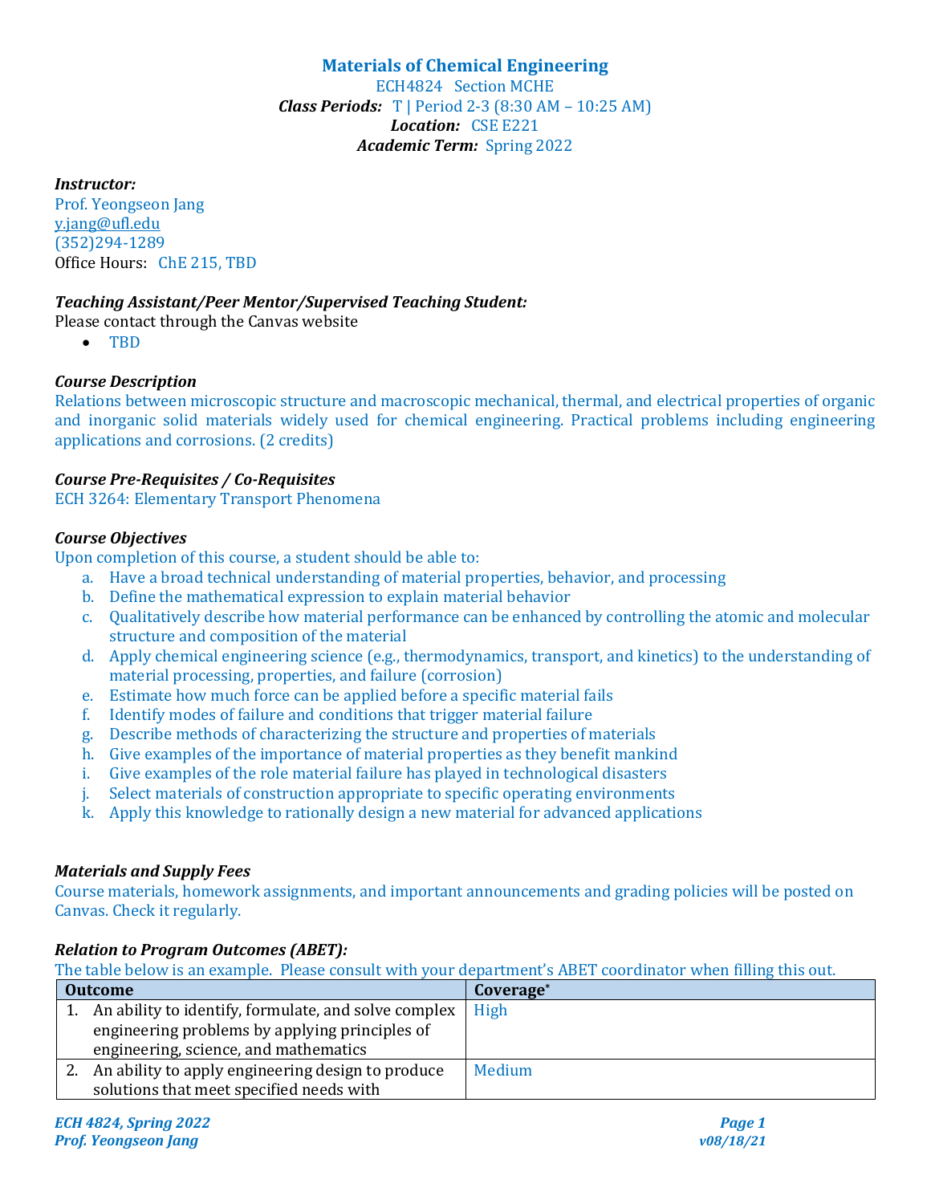# Materials of Chemical Engineering

ECH4824 Section MCHE
***Class Periods:*** T | Period 2-3 (8:30 AM – 10:25 AM)
***Location:*** CSE E221
***Academic Term:*** Spring 2022

***Instructor:***
Prof. Yeongseon Jang
y.jang@ufl.edu
(352)294-1289
Office Hours: ChE 215, TBD

***Teaching Assistant/Peer Mentor/Supervised Teaching Student:***
Please contact through the Canvas website

- TBD

***Course Description***
Relations between microscopic structure and macroscopic mechanical, thermal, and electrical properties of organic and inorganic solid materials widely used for chemical engineering. Practical problems including engineering applications and corrosions. (2 credits)

***Course Pre-Requisites / Co-Requisites***
ECH 3264: Elementary Transport Phenomena

***Course Objectives***
Upon completion of this course, a student should be able to:

a. Have a broad technical understanding of material properties, behavior, and processing
b. Define the mathematical expression to explain material behavior
c. Qualitatively describe how material performance can be enhanced by controlling the atomic and molecular structure and composition of the material
d. Apply chemical engineering science (e.g., thermodynamics, transport, and kinetics) to the understanding of material processing, properties, and failure (corrosion)
e. Estimate how much force can be applied before a specific material fails
f. Identify modes of failure and conditions that trigger material failure
g. Describe methods of characterizing the structure and properties of materials
h. Give examples of the importance of material properties as they benefit mankind
i. Give examples of the role material failure has played in technological disasters
j. Select materials of construction appropriate to specific operating environments
k. Apply this knowledge to rationally design a new material for advanced applications

***Materials and Supply Fees***
Course materials, homework assignments, and important announcements and grading policies will be posted on Canvas. Check it regularly.

***Relation to Program Outcomes (ABET):***
The table below is an example. Please consult with your department's ABET coordinator when filling this out.

| Outcome | Coverage* |
|---|---|
| 1. An ability to identify, formulate, and solve complex engineering problems by applying principles of engineering, science, and mathematics | High |
| 2. An ability to apply engineering design to produce solutions that meet specified needs with | Medium |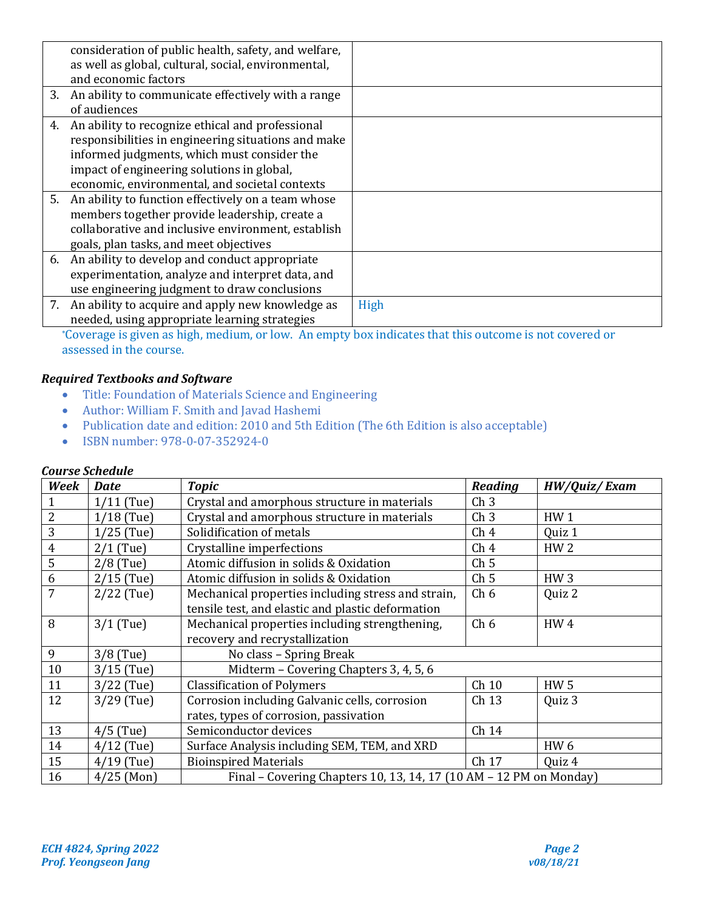| | |
|---|---|
| consideration of public health, safety, and welfare, as well as global, cultural, social, environmental, and economic factors | |
| 3. An ability to communicate effectively with a range of audiences | |
| 4. An ability to recognize ethical and professional responsibilities in engineering situations and make informed judgments, which must consider the impact of engineering solutions in global, economic, environmental, and societal contexts | |
| 5. An ability to function effectively on a team whose members together provide leadership, create a collaborative and inclusive environment, establish goals, plan tasks, and meet objectives | |
| 6. An ability to develop and conduct appropriate experimentation, analyze and interpret data, and use engineering judgment to draw conclusions | |
| 7. An ability to acquire and apply new knowledge as needed, using appropriate learning strategies | High |

*Coverage is given as high, medium, or low. An empty box indicates that this outcome is not covered or assessed in the course.

### *Required Textbooks and Software*

- Title: Foundation of Materials Science and Engineering
- Author: William F. Smith and Javad Hashemi
- Publication date and edition: 2010 and 5th Edition (The 6th Edition is also acceptable)
- ISBN number: 978-0-07-352924-0

### *Course Schedule*

| Week | Date | Topic | Reading | HW/Quiz/ Exam |
|---|---|---|---|---|
| 1 | 1/11 (Tue) | Crystal and amorphous structure in materials | Ch 3 | |
| 2 | 1/18 (Tue) | Crystal and amorphous structure in materials | Ch 3 | HW 1 |
| 3 | 1/25 (Tue) | Solidification of metals | Ch 4 | Quiz 1 |
| 4 | 2/1 (Tue) | Crystalline imperfections | Ch 4 | HW 2 |
| 5 | 2/8 (Tue) | Atomic diffusion in solids & Oxidation | Ch 5 | |
| 6 | 2/15 (Tue) | Atomic diffusion in solids & Oxidation | Ch 5 | HW 3 |
| 7 | 2/22 (Tue) | Mechanical properties including stress and strain, tensile test, and elastic and plastic deformation | Ch 6 | Quiz 2 |
| 8 | 3/1 (Tue) | Mechanical properties including strengthening, recovery and recrystallization | Ch 6 | HW 4 |
| 9 | 3/8 (Tue) | No class – Spring Break | | |
| 10 | 3/15 (Tue) | Midterm – Covering Chapters 3, 4, 5, 6 | | |
| 11 | 3/22 (Tue) | Classification of Polymers | Ch 10 | HW 5 |
| 12 | 3/29 (Tue) | Corrosion including Galvanic cells, corrosion rates, types of corrosion, passivation | Ch 13 | Quiz 3 |
| 13 | 4/5 (Tue) | Semiconductor devices | Ch 14 | |
| 14 | 4/12 (Tue) | Surface Analysis including SEM, TEM, and XRD | | HW 6 |
| 15 | 4/19 (Tue) | Bioinspired Materials | Ch 17 | Quiz 4 |
| 16 | 4/25 (Mon) | Final – Covering Chapters 10, 13, 14, 17 (10 AM – 12 PM on Monday) | | |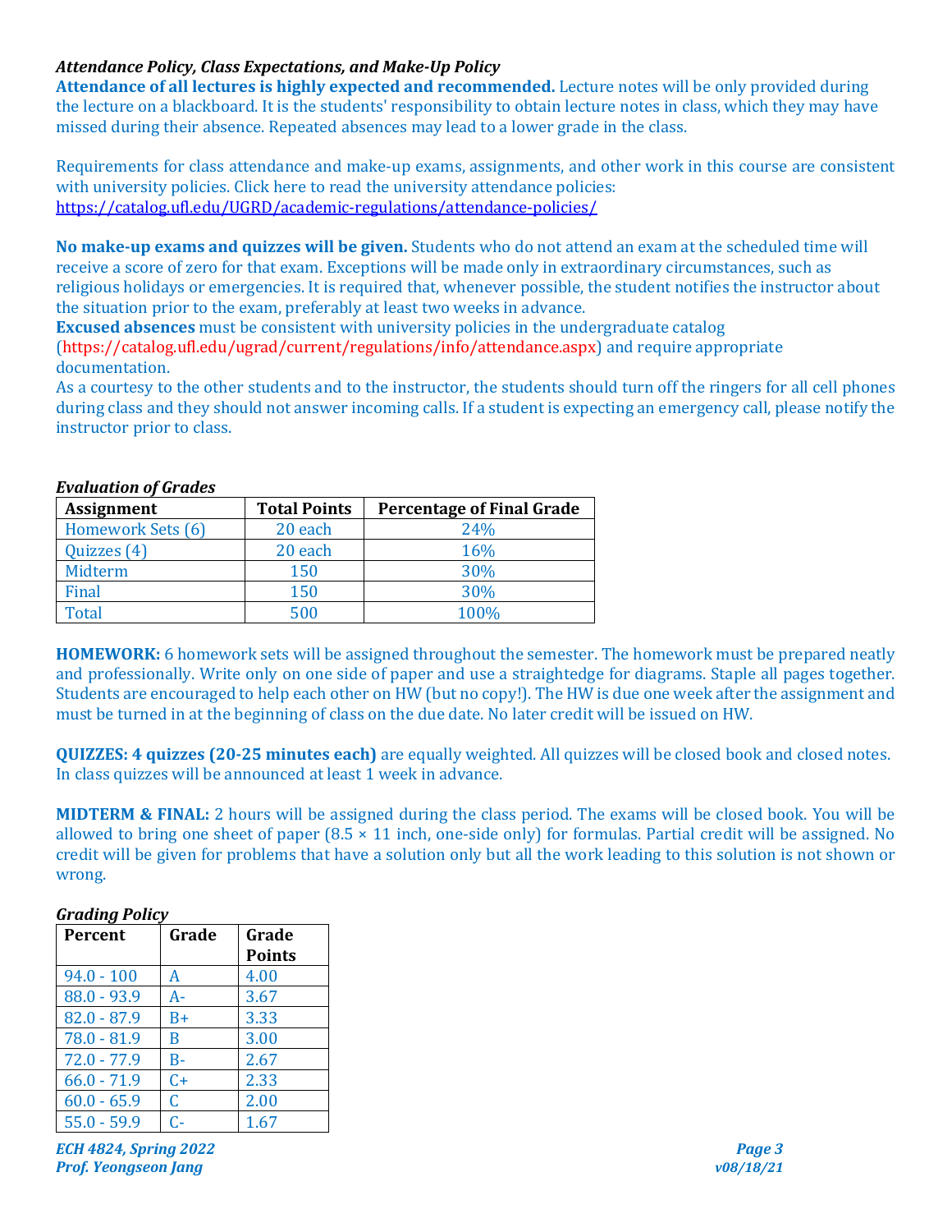### *Attendance Policy, Class Expectations, and Make-Up Policy*

**Attendance of all lectures is highly expected and recommended.** Lecture notes will be only provided during the lecture on a blackboard. It is the students' responsibility to obtain lecture notes in class, which they may have missed during their absence. Repeated absences may lead to a lower grade in the class.

Requirements for class attendance and make-up exams, assignments, and other work in this course are consistent with university policies. Click here to read the university attendance policies: https://catalog.ufl.edu/UGRD/academic-regulations/attendance-policies/

**No make-up exams and quizzes will be given.** Students who do not attend an exam at the scheduled time will receive a score of zero for that exam. Exceptions will be made only in extraordinary circumstances, such as religious holidays or emergencies. It is required that, whenever possible, the student notifies the instructor about the situation prior to the exam, preferably at least two weeks in advance.

**Excused absences** must be consistent with university policies in the undergraduate catalog (https://catalog.ufl.edu/ugrad/current/regulations/info/attendance.aspx) and require appropriate documentation.

As a courtesy to the other students and to the instructor, the students should turn off the ringers for all cell phones during class and they should not answer incoming calls. If a student is expecting an emergency call, please notify the instructor prior to class.

### *Evaluation of Grades*

| Assignment | Total Points | Percentage of Final Grade |
|---|---|---|
| Homework Sets (6) | 20 each | 24% |
| Quizzes (4) | 20 each | 16% |
| Midterm | 150 | 30% |
| Final | 150 | 30% |
| Total | 500 | 100% |

**HOMEWORK:** 6 homework sets will be assigned throughout the semester. The homework must be prepared neatly and professionally. Write only on one side of paper and use a straightedge for diagrams. Staple all pages together. Students are encouraged to help each other on HW (but no copy!). The HW is due one week after the assignment and must be turned in at the beginning of class on the due date. No later credit will be issued on HW.

**QUIZZES: 4 quizzes (20-25 minutes each)** are equally weighted. All quizzes will be closed book and closed notes. In class quizzes will be announced at least 1 week in advance.

**MIDTERM & FINAL:** 2 hours will be assigned during the class period. The exams will be closed book. You will be allowed to bring one sheet of paper (8.5 × 11 inch, one-side only) for formulas. Partial credit will be assigned. No credit will be given for problems that have a solution only but all the work leading to this solution is not shown or wrong.

### *Grading Policy*

| Percent | Grade | Grade Points |
|---|---|---|
| 94.0 - 100 | A | 4.00 |
| 88.0 - 93.9 | A- | 3.67 |
| 82.0 - 87.9 | B+ | 3.33 |
| 78.0 - 81.9 | B | 3.00 |
| 72.0 - 77.9 | B- | 2.67 |
| 66.0 - 71.9 | C+ | 2.33 |
| 60.0 - 65.9 | C | 2.00 |
| 55.0 - 59.9 | C- | 1.67 |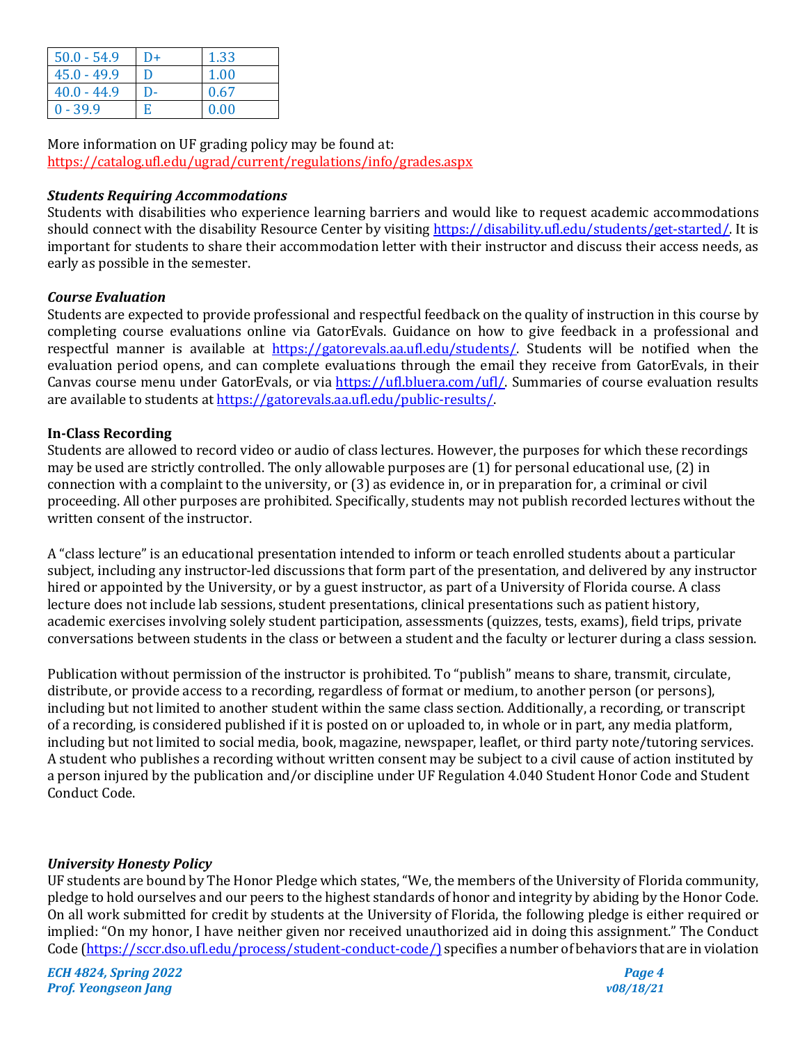| 50.0 - 54.9 | D+ | 1.33 |
|---|---|---|
| 45.0 - 49.9 | D | 1.00 |
| 40.0 - 44.9 | D- | 0.67 |
| 0 - 39.9 | E | 0.00 |

More information on UF grading policy may be found at:
https://catalog.ufl.edu/ugrad/current/regulations/info/grades.aspx

***Students Requiring Accommodations***

Students with disabilities who experience learning barriers and would like to request academic accommodations should connect with the disability Resource Center by visiting https://disability.ufl.edu/students/get-started/. It is important for students to share their accommodation letter with their instructor and discuss their access needs, as early as possible in the semester.

***Course Evaluation***

Students are expected to provide professional and respectful feedback on the quality of instruction in this course by completing course evaluations online via GatorEvals. Guidance on how to give feedback in a professional and respectful manner is available at https://gatorevals.aa.ufl.edu/students/. Students will be notified when the evaluation period opens, and can complete evaluations through the email they receive from GatorEvals, in their Canvas course menu under GatorEvals, or via https://ufl.bluera.com/ufl/. Summaries of course evaluation results are available to students at https://gatorevals.aa.ufl.edu/public-results/.

**In-Class Recording**

Students are allowed to record video or audio of class lectures. However, the purposes for which these recordings may be used are strictly controlled. The only allowable purposes are (1) for personal educational use, (2) in connection with a complaint to the university, or (3) as evidence in, or in preparation for, a criminal or civil proceeding. All other purposes are prohibited. Specifically, students may not publish recorded lectures without the written consent of the instructor.

A "class lecture" is an educational presentation intended to inform or teach enrolled students about a particular subject, including any instructor-led discussions that form part of the presentation, and delivered by any instructor hired or appointed by the University, or by a guest instructor, as part of a University of Florida course. A class lecture does not include lab sessions, student presentations, clinical presentations such as patient history, academic exercises involving solely student participation, assessments (quizzes, tests, exams), field trips, private conversations between students in the class or between a student and the faculty or lecturer during a class session.

Publication without permission of the instructor is prohibited. To "publish" means to share, transmit, circulate, distribute, or provide access to a recording, regardless of format or medium, to another person (or persons), including but not limited to another student within the same class section. Additionally, a recording, or transcript of a recording, is considered published if it is posted on or uploaded to, in whole or in part, any media platform, including but not limited to social media, book, magazine, newspaper, leaflet, or third party note/tutoring services. A student who publishes a recording without written consent may be subject to a civil cause of action instituted by a person injured by the publication and/or discipline under UF Regulation 4.040 Student Honor Code and Student Conduct Code.

***University Honesty Policy***

UF students are bound by The Honor Pledge which states, "We, the members of the University of Florida community, pledge to hold ourselves and our peers to the highest standards of honor and integrity by abiding by the Honor Code. On all work submitted for credit by students at the University of Florida, the following pledge is either required or implied: "On my honor, I have neither given nor received unauthorized aid in doing this assignment." The Conduct Code (https://sccr.dso.ufl.edu/process/student-conduct-code/) specifies a number of behaviors that are in violation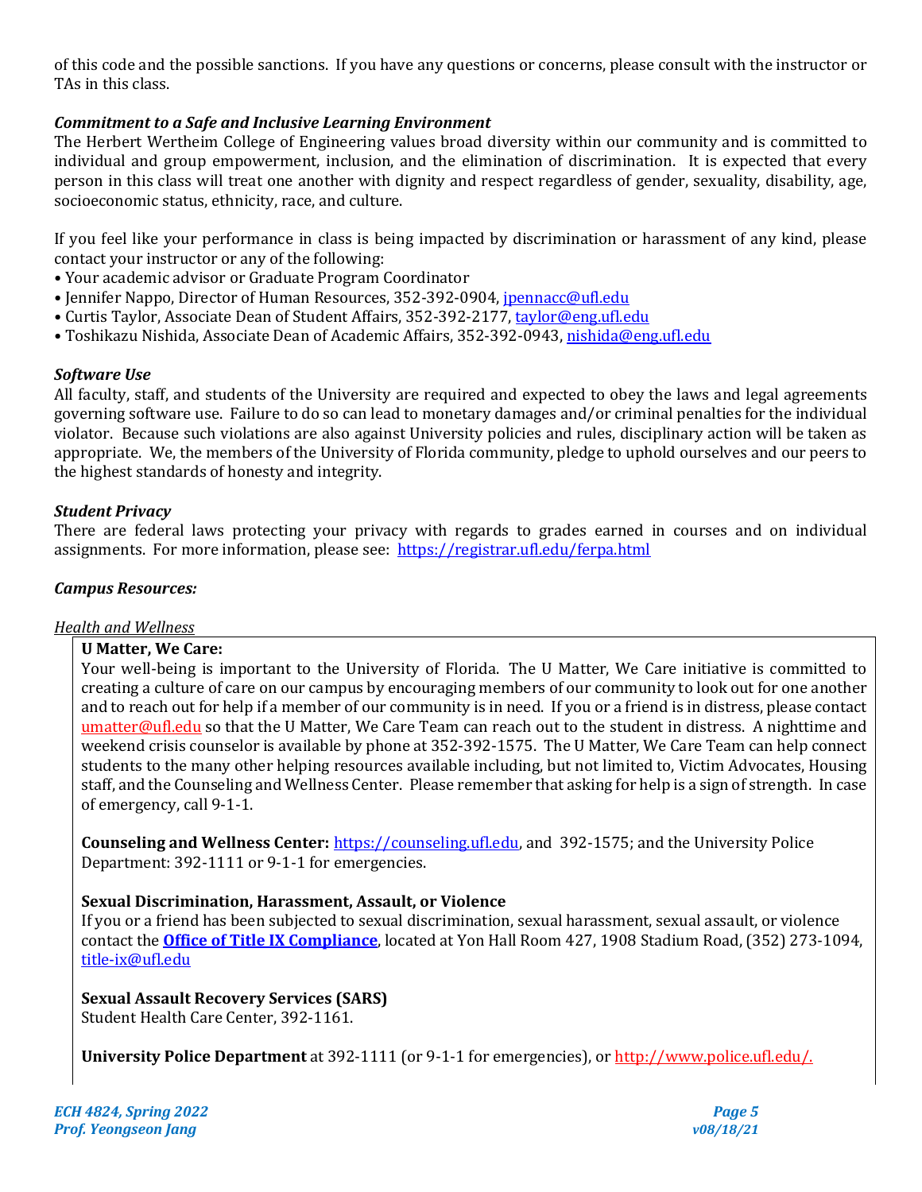of this code and the possible sanctions. If you have any questions or concerns, please consult with the instructor or TAs in this class.

### *Commitment to a Safe and Inclusive Learning Environment*

The Herbert Wertheim College of Engineering values broad diversity within our community and is committed to individual and group empowerment, inclusion, and the elimination of discrimination. It is expected that every person in this class will treat one another with dignity and respect regardless of gender, sexuality, disability, age, socioeconomic status, ethnicity, race, and culture.

If you feel like your performance in class is being impacted by discrimination or harassment of any kind, please contact your instructor or any of the following:

- Your academic advisor or Graduate Program Coordinator
- Jennifer Nappo, Director of Human Resources, 352-392-0904, jpennacc@ufl.edu
- Curtis Taylor, Associate Dean of Student Affairs, 352-392-2177, taylor@eng.ufl.edu
- Toshikazu Nishida, Associate Dean of Academic Affairs, 352-392-0943, nishida@eng.ufl.edu

### *Software Use*

All faculty, staff, and students of the University are required and expected to obey the laws and legal agreements governing software use. Failure to do so can lead to monetary damages and/or criminal penalties for the individual violator. Because such violations are also against University policies and rules, disciplinary action will be taken as appropriate. We, the members of the University of Florida community, pledge to uphold ourselves and our peers to the highest standards of honesty and integrity.

### *Student Privacy*

There are federal laws protecting your privacy with regards to grades earned in courses and on individual assignments. For more information, please see: https://registrar.ufl.edu/ferpa.html

### *Campus Resources:*

*Health and Wellness*

**U Matter, We Care:**
Your well-being is important to the University of Florida. The U Matter, We Care initiative is committed to creating a culture of care on our campus by encouraging members of our community to look out for one another and to reach out for help if a member of our community is in need. If you or a friend is in distress, please contact umatter@ufl.edu so that the U Matter, We Care Team can reach out to the student in distress. A nighttime and weekend crisis counselor is available by phone at 352-392-1575. The U Matter, We Care Team can help connect students to the many other helping resources available including, but not limited to, Victim Advocates, Housing staff, and the Counseling and Wellness Center. Please remember that asking for help is a sign of strength. In case of emergency, call 9-1-1.

**Counseling and Wellness Center:** https://counseling.ufl.edu, and 392-1575; and the University Police Department: 392-1111 or 9-1-1 for emergencies.

**Sexual Discrimination, Harassment, Assault, or Violence**
If you or a friend has been subjected to sexual discrimination, sexual harassment, sexual assault, or violence contact the **Office of Title IX Compliance**, located at Yon Hall Room 427, 1908 Stadium Road, (352) 273-1094, title-ix@ufl.edu

**Sexual Assault Recovery Services (SARS)**
Student Health Care Center, 392-1161.

**University Police Department** at 392-1111 (or 9-1-1 for emergencies), or http://www.police.ufl.edu/.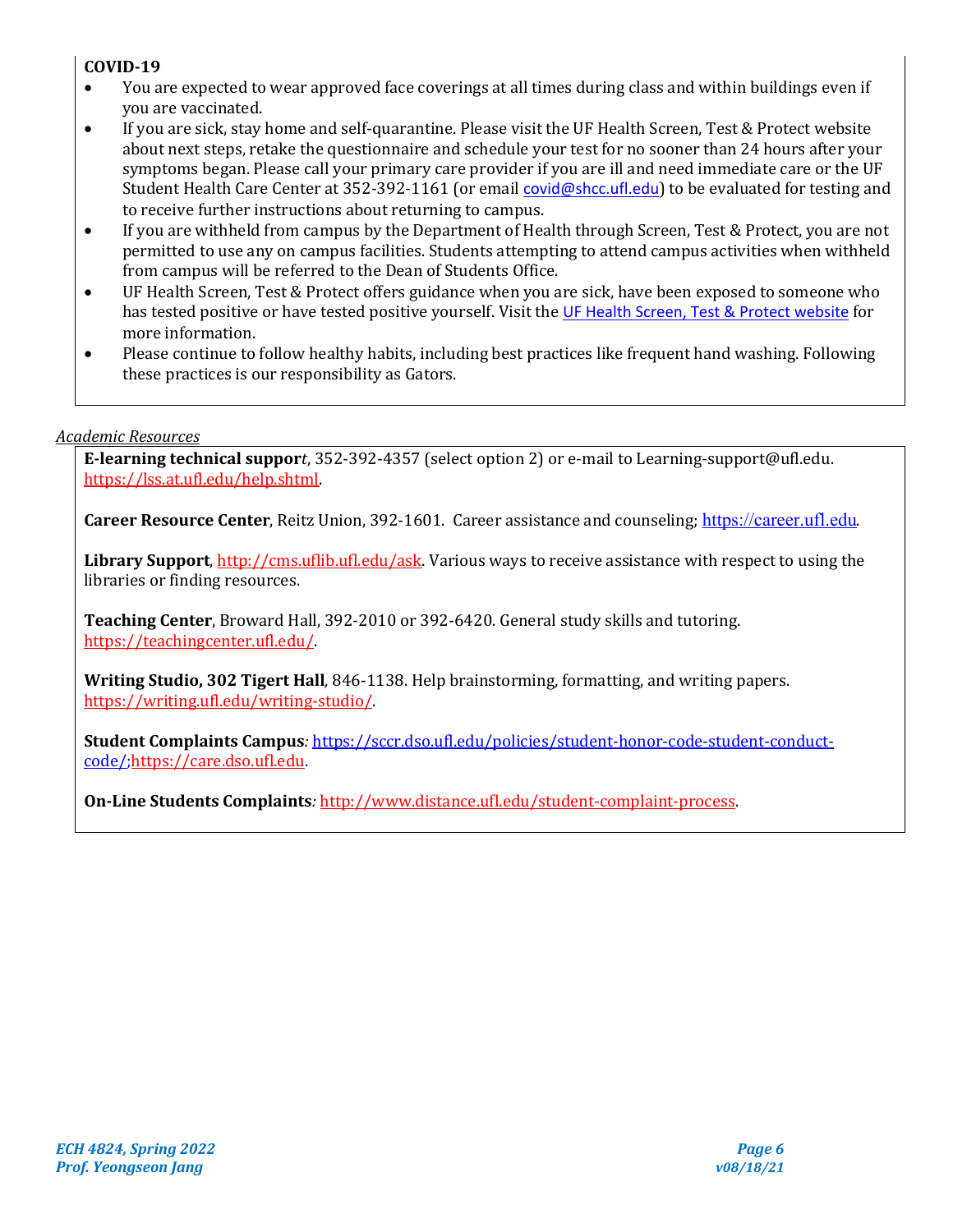**COVID-19**

- You are expected to wear approved face coverings at all times during class and within buildings even if you are vaccinated.
- If you are sick, stay home and self-quarantine. Please visit the UF Health Screen, Test & Protect website about next steps, retake the questionnaire and schedule your test for no sooner than 24 hours after your symptoms began. Please call your primary care provider if you are ill and need immediate care or the UF Student Health Care Center at 352-392-1161 (or email covid@shcc.ufl.edu) to be evaluated for testing and to receive further instructions about returning to campus.
- If you are withheld from campus by the Department of Health through Screen, Test & Protect, you are not permitted to use any on campus facilities. Students attempting to attend campus activities when withheld from campus will be referred to the Dean of Students Office.
- UF Health Screen, Test & Protect offers guidance when you are sick, have been exposed to someone who has tested positive or have tested positive yourself. Visit the UF Health Screen, Test & Protect website for more information.
- Please continue to follow healthy habits, including best practices like frequent hand washing. Following these practices is our responsibility as Gators.

*Academic Resources*

**E-learning technical support**, 352-392-4357 (select option 2) or e-mail to Learning-support@ufl.edu. https://lss.at.ufl.edu/help.shtml.

**Career Resource Center**, Reitz Union, 392-1601. Career assistance and counseling; https://career.ufl.edu.

**Library Support**, http://cms.uflib.ufl.edu/ask. Various ways to receive assistance with respect to using the libraries or finding resources.

**Teaching Center**, Broward Hall, 392-2010 or 392-6420. General study skills and tutoring. https://teachingcenter.ufl.edu/.

**Writing Studio, 302 Tigert Hall**, 846-1138. Help brainstorming, formatting, and writing papers. https://writing.ufl.edu/writing-studio/.

**Student Complaints Campus***:* https://sccr.dso.ufl.edu/policies/student-honor-code-student-conduct-code/;https://care.dso.ufl.edu.

**On-Line Students Complaints***:* http://www.distance.ufl.edu/student-complaint-process.